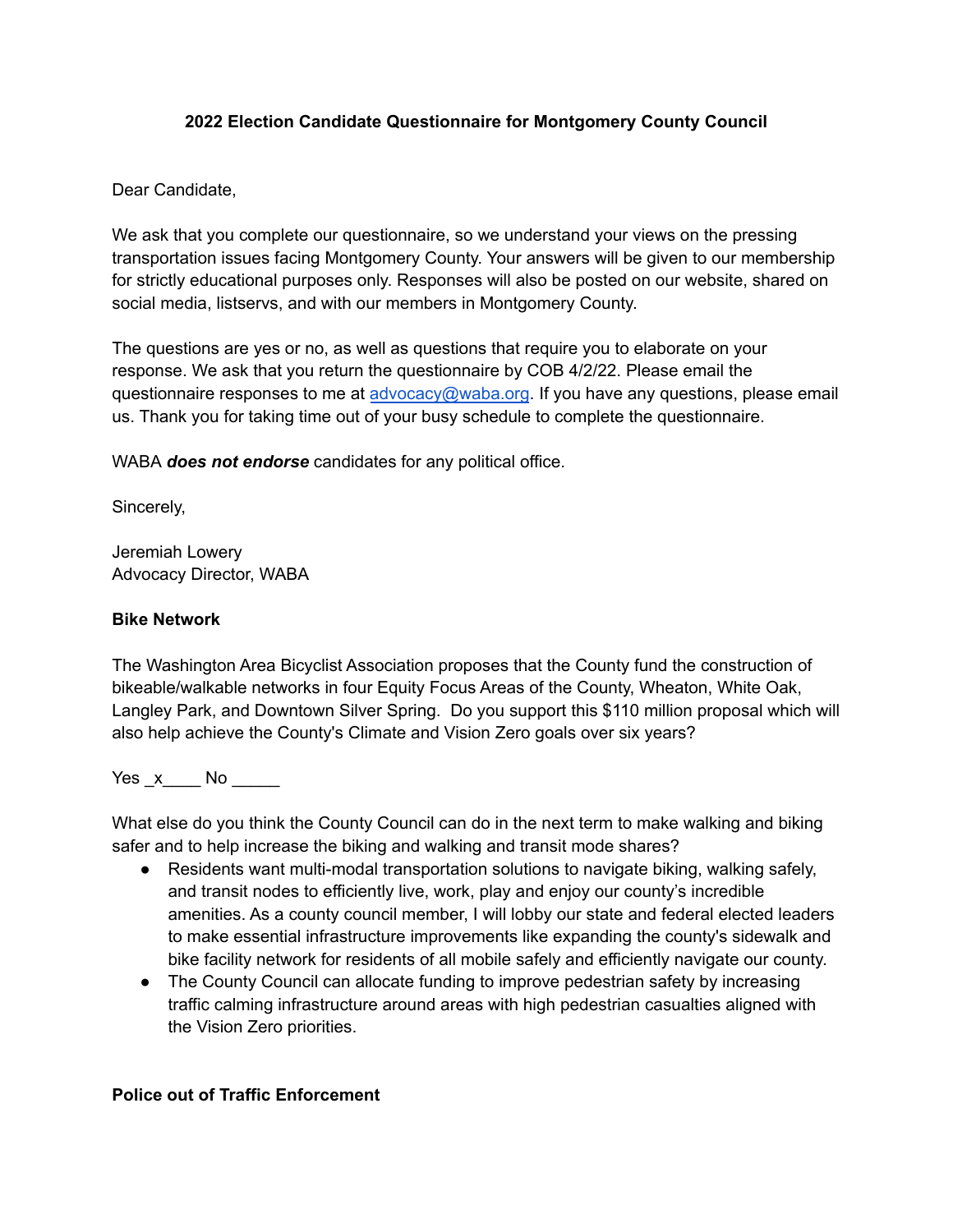**2022 Election Candidate Questionnaire for Montgomery County Council**

Dear Candidate,

We ask that you complete our questionnaire, so we understand your views on the pressing transportation issues facing Montgomery County. Your answers will be given to our membership for strictly educational purposes only. Responses will also be posted on our website, shared on social media, listservs, and with our members in Montgomery County.

The questions are yes or no, as well as questions that require you to elaborate on your response. We ask that you return the questionnaire by COB 4/2/22. Please email the questionnaire responses to me at advocacy@waba.org. If you have any questions, please email us. Thank you for taking time out of your busy schedule to complete the questionnaire.

WABA ***does not endorse*** candidates for any political office.

Sincerely,

Jeremiah Lowery
Advocacy Director, WABA

**Bike Network**

The Washington Area Bicyclist Association proposes that the County fund the construction of bikeable/walkable networks in four Equity Focus Areas of the County, Wheaton, White Oak, Langley Park, and Downtown Silver Spring. Do you support this $110 million proposal which will also help achieve the County's Climate and Vision Zero goals over six years?

Yes _x____ No _____

What else do you think the County Council can do in the next term to make walking and biking safer and to help increase the biking and walking and transit mode shares?

- Residents want multi-modal transportation solutions to navigate biking, walking safely, and transit nodes to efficiently live, work, play and enjoy our county's incredible amenities. As a county council member, I will lobby our state and federal elected leaders to make essential infrastructure improvements like expanding the county's sidewalk and bike facility network for residents of all mobile safely and efficiently navigate our county.
- The County Council can allocate funding to improve pedestrian safety by increasing traffic calming infrastructure around areas with high pedestrian casualties aligned with the Vision Zero priorities.

**Police out of Traffic Enforcement**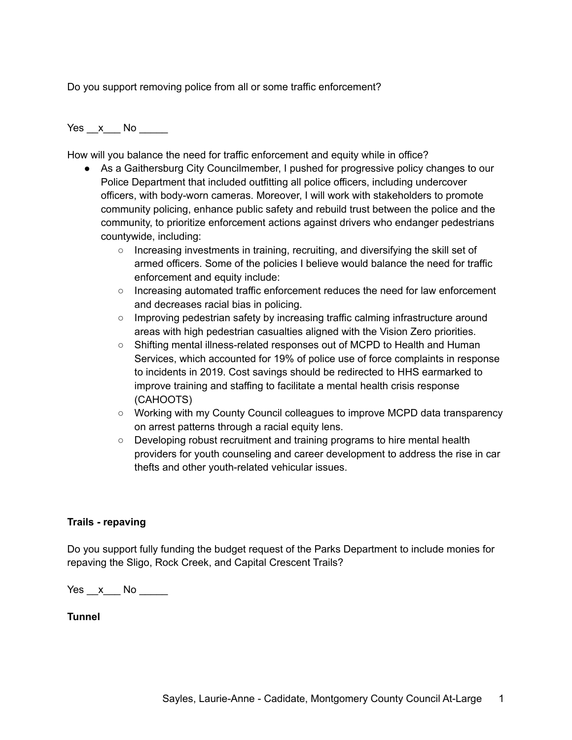Do you support removing police from all or some traffic enforcement?

Yes __x___ No _____

How will you balance the need for traffic enforcement and equity while in office?

- As a Gaithersburg City Councilmember, I pushed for progressive policy changes to our Police Department that included outfitting all police officers, including undercover officers, with body-worn cameras. Moreover, I will work with stakeholders to promote community policing, enhance public safety and rebuild trust between the police and the community, to prioritize enforcement actions against drivers who endanger pedestrians countywide, including:
  - Increasing investments in training, recruiting, and diversifying the skill set of armed officers. Some of the policies I believe would balance the need for traffic enforcement and equity include:
  - Increasing automated traffic enforcement reduces the need for law enforcement and decreases racial bias in policing.
  - Improving pedestrian safety by increasing traffic calming infrastructure around areas with high pedestrian casualties aligned with the Vision Zero priorities.
  - Shifting mental illness-related responses out of MCPD to Health and Human Services, which accounted for 19% of police use of force complaints in response to incidents in 2019. Cost savings should be redirected to HHS earmarked to improve training and staffing to facilitate a mental health crisis response (CAHOOTS)
  - Working with my County Council colleagues to improve MCPD data transparency on arrest patterns through a racial equity lens.
  - Developing robust recruitment and training programs to hire mental health providers for youth counseling and career development to address the rise in car thefts and other youth-related vehicular issues.

**Trails - repaving**

Do you support fully funding the budget request of the Parks Department to include monies for repaving the Sligo, Rock Creek, and Capital Crescent Trails?

Yes __x___ No _____

**Tunnel**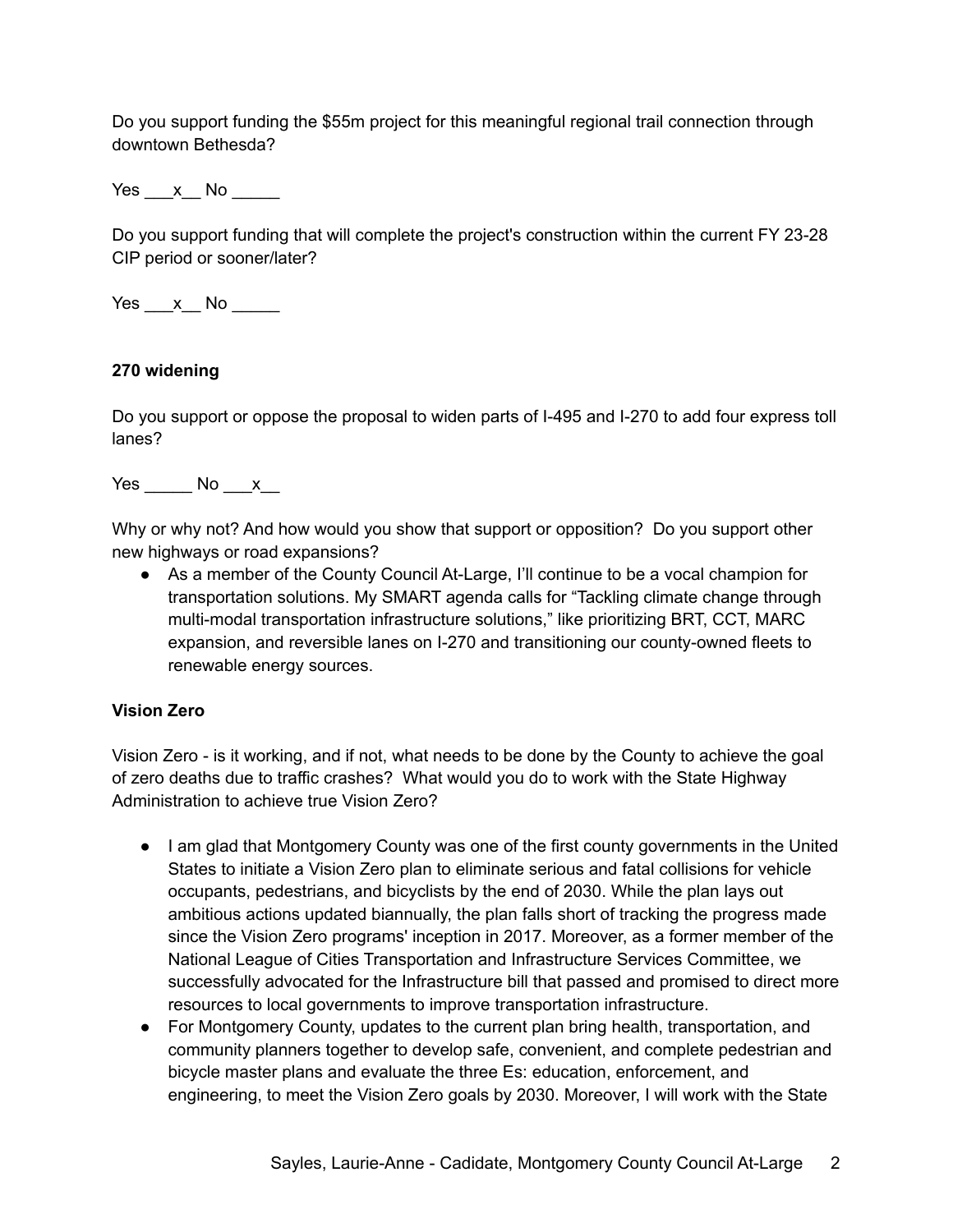Do you support funding the $55m project for this meaningful regional trail connection through downtown Bethesda?

Yes ___x__ No _____

Do you support funding that will complete the project's construction within the current FY 23-28 CIP period or sooner/later?

Yes ___x__ No _____

**270 widening**

Do you support or oppose the proposal to widen parts of I-495 and I-270 to add four express toll lanes?

Yes _____ No ___x__

Why or why not? And how would you show that support or opposition? Do you support other new highways or road expansions?

- As a member of the County Council At-Large, I'll continue to be a vocal champion for transportation solutions. My SMART agenda calls for "Tackling climate change through multi-modal transportation infrastructure solutions," like prioritizing BRT, CCT, MARC expansion, and reversible lanes on I-270 and transitioning our county-owned fleets to renewable energy sources.

**Vision Zero**

Vision Zero - is it working, and if not, what needs to be done by the County to achieve the goal of zero deaths due to traffic crashes? What would you do to work with the State Highway Administration to achieve true Vision Zero?

- I am glad that Montgomery County was one of the first county governments in the United States to initiate a Vision Zero plan to eliminate serious and fatal collisions for vehicle occupants, pedestrians, and bicyclists by the end of 2030. While the plan lays out ambitious actions updated biannually, the plan falls short of tracking the progress made since the Vision Zero programs' inception in 2017. Moreover, as a former member of the National League of Cities Transportation and Infrastructure Services Committee, we successfully advocated for the Infrastructure bill that passed and promised to direct more resources to local governments to improve transportation infrastructure.
- For Montgomery County, updates to the current plan bring health, transportation, and community planners together to develop safe, convenient, and complete pedestrian and bicycle master plans and evaluate the three Es: education, enforcement, and engineering, to meet the Vision Zero goals by 2030. Moreover, I will work with the State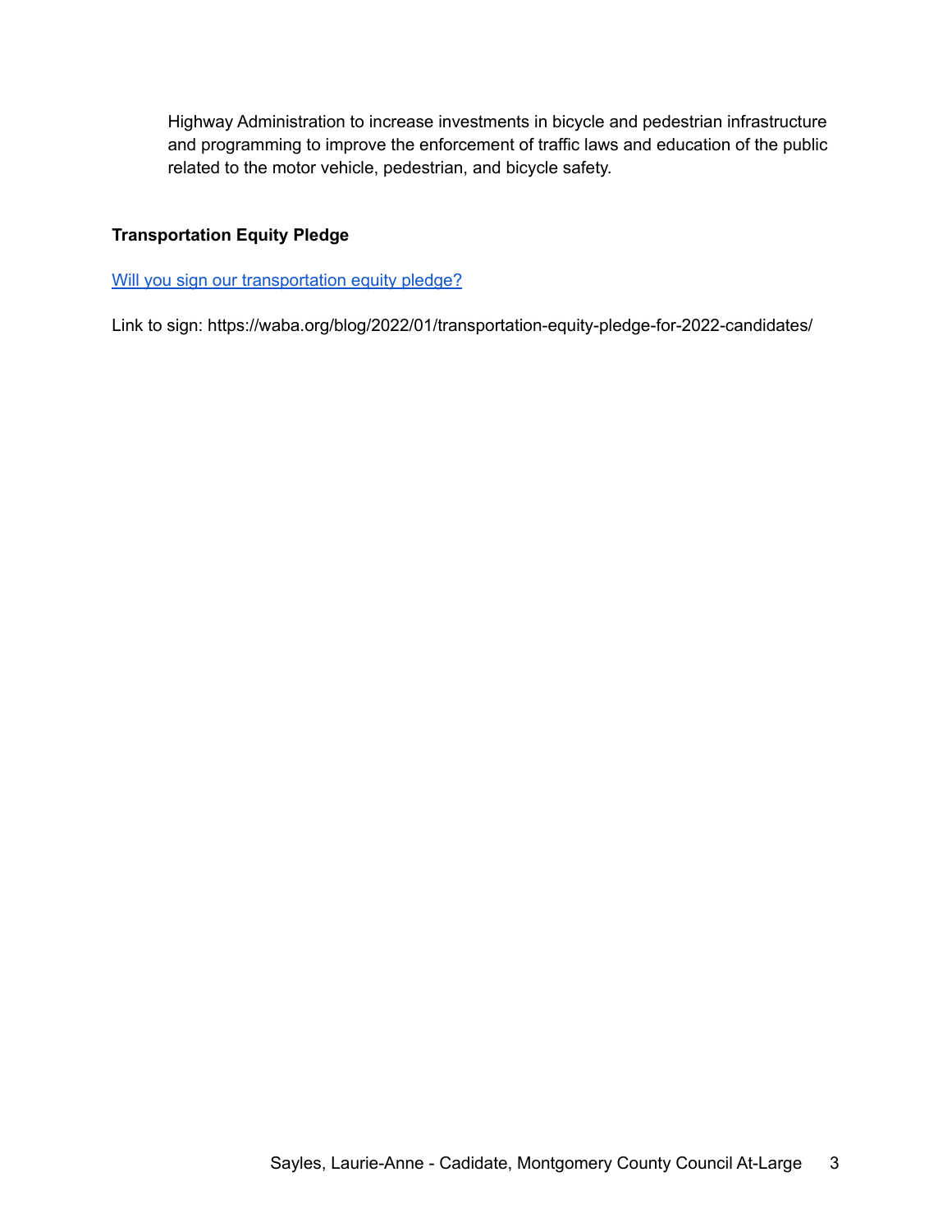Highway Administration to increase investments in bicycle and pedestrian infrastructure and programming to improve the enforcement of traffic laws and education of the public related to the motor vehicle, pedestrian, and bicycle safety.

**Transportation Equity Pledge**

Will you sign our transportation equity pledge?

Link to sign: https://waba.org/blog/2022/01/transportation-equity-pledge-for-2022-candidates/